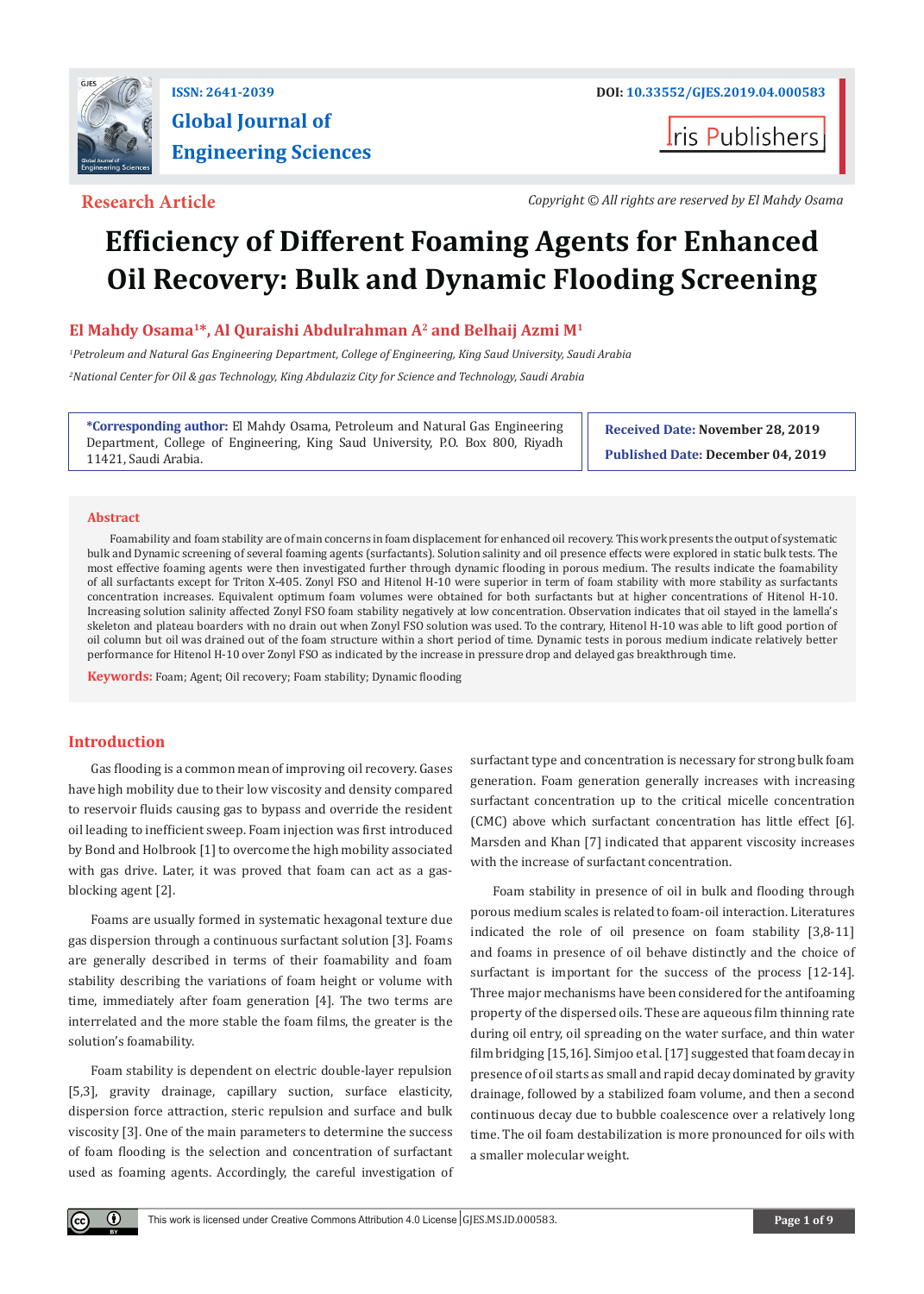ISSN: 2641-2039

DOI: 10.33552/GJES.2019.04.000583

Global Journal of Engineering Sciences

Iris Publishers

**Research Article**

*Copyright © All rights are reserved by El Mahdy Osama*

# Efficiency of Different Foaming Agents for Enhanced Oil Recovery: Bulk and Dynamic Flooding Screening

**El Mahdy Osama[1]*, Al Quraishi Abdulrahman A[2] and Belhaij Azmi M[1]**

*[1]Petroleum and Natural Gas Engineering Department, College of Engineering, King Saud University, Saudi Arabia*

*[2]National Center for Oil & gas Technology, King Abdulaziz City for Science and Technology, Saudi Arabia*

**\*Corresponding author:** El Mahdy Osama, Petroleum and Natural Gas Engineering Department, College of Engineering, King Saud University, P.O. Box 800, Riyadh 11421, Saudi Arabia.

**Received Date:** November 28, 2019

**Published Date:** December 04, 2019

## Abstract

Foamability and foam stability are of main concerns in foam displacement for enhanced oil recovery. This work presents the output of systematic bulk and Dynamic screening of several foaming agents (surfactants). Solution salinity and oil presence effects were explored in static bulk tests. The most effective foaming agents were then investigated further through dynamic flooding in porous medium. The results indicate the foamability of all surfactants except for Triton X-405. Zonyl FSO and Hitenol H-10 were superior in term of foam stability with more stability as surfactants concentration increases. Equivalent optimum foam volumes were obtained for both surfactants but at higher concentrations of Hitenol H-10. Increasing solution salinity affected Zonyl FSO foam stability negatively at low concentration. Observation indicates that oil stayed in the lamella's skeleton and plateau boarders with no drain out when Zonyl FSO solution was used. To the contrary, Hitenol H-10 was able to lift good portion of oil column but oil was drained out of the foam structure within a short period of time. Dynamic tests in porous medium indicate relatively better performance for Hitenol H-10 over Zonyl FSO as indicated by the increase in pressure drop and delayed gas breakthrough time.

**Keywords:** Foam; Agent; Oil recovery; Foam stability; Dynamic flooding

## Introduction

Gas flooding is a common mean of improving oil recovery. Gases have high mobility due to their low viscosity and density compared to reservoir fluids causing gas to bypass and override the resident oil leading to inefficient sweep. Foam injection was first introduced by Bond and Holbrook [1] to overcome the high mobility associated with gas drive. Later, it was proved that foam can act as a gas-blocking agent [2].

Foams are usually formed in systematic hexagonal texture due gas dispersion through a continuous surfactant solution [3]. Foams are generally described in terms of their foamability and foam stability describing the variations of foam height or volume with time, immediately after foam generation [4]. The two terms are interrelated and the more stable the foam films, the greater is the solution's foamability.

Foam stability is dependent on electric double-layer repulsion [5,3], gravity drainage, capillary suction, surface elasticity, dispersion force attraction, steric repulsion and surface and bulk viscosity [3]. One of the main parameters to determine the success of foam flooding is the selection and concentration of surfactant used as foaming agents. Accordingly, the careful investigation of surfactant type and concentration is necessary for strong bulk foam generation. Foam generation generally increases with increasing surfactant concentration up to the critical micelle concentration (CMC) above which surfactant concentration has little effect [6]. Marsden and Khan [7] indicated that apparent viscosity increases with the increase of surfactant concentration.

Foam stability in presence of oil in bulk and flooding through porous medium scales is related to foam-oil interaction. Literatures indicated the role of oil presence on foam stability [3,8-11] and foams in presence of oil behave distinctly and the choice of surfactant is important for the success of the process [12-14]. Three major mechanisms have been considered for the antifoaming property of the dispersed oils. These are aqueous film thinning rate during oil entry, oil spreading on the water surface, and thin water film bridging [15,16]. Simjoo et al. [17] suggested that foam decay in presence of oil starts as small and rapid decay dominated by gravity drainage, followed by a stabilized foam volume, and then a second continuous decay due to bubble coalescence over a relatively long time. The oil foam destabilization is more pronounced for oils with a smaller molecular weight.

This work is licensed under Creative Commons Attribution 4.0 License GJES.MS.ID.000583.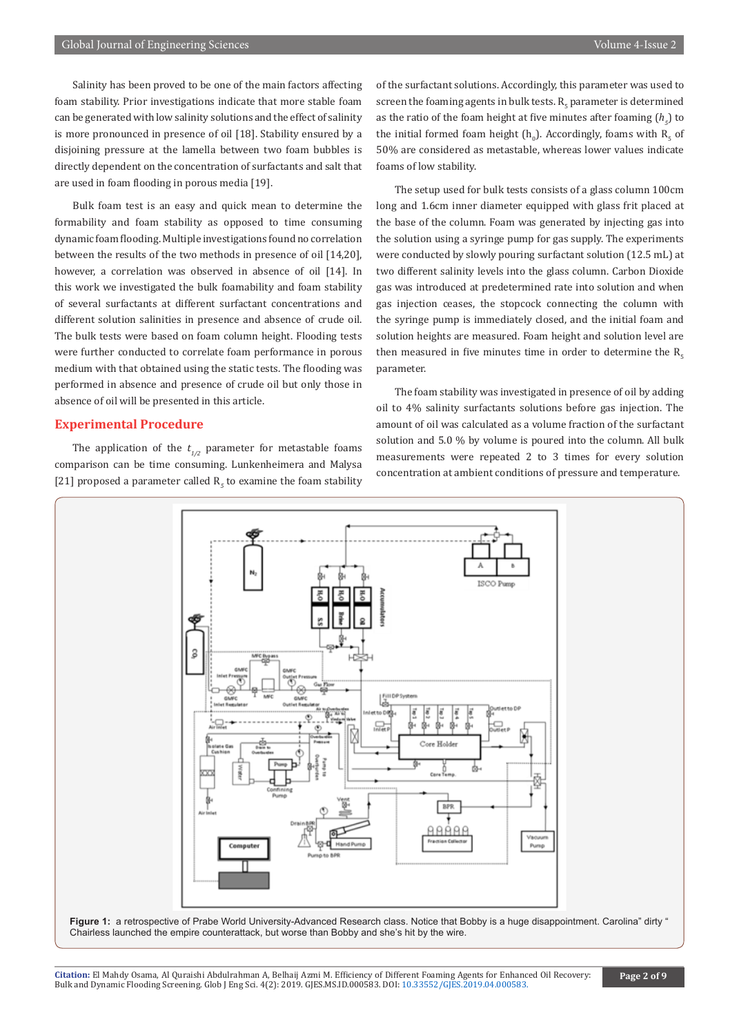Salinity has been proved to be one of the main factors affecting foam stability. Prior investigations indicate that more stable foam can be generated with low salinity solutions and the effect of salinity is more pronounced in presence of oil [18]. Stability ensured by a disjoining pressure at the lamella between two foam bubbles is directly dependent on the concentration of surfactants and salt that are used in foam flooding in porous media [19].

Bulk foam test is an easy and quick mean to determine the formability and foam stability as opposed to time consuming dynamic foam flooding. Multiple investigations found no correlation between the results of the two methods in presence of oil [14,20], however, a correlation was observed in absence of oil [14]. In this work we investigated the bulk foamability and foam stability of several surfactants at different surfactant concentrations and different solution salinities in presence and absence of crude oil. The bulk tests were based on foam column height. Flooding tests were further conducted to correlate foam performance in porous medium with that obtained using the static tests. The flooding was performed in absence and presence of crude oil but only those in absence of oil will be presented in this article.

## Experimental Procedure

The application of the $t_{1/2}$ parameter for metastable foams comparison can be time consuming. Lunkenheimera and Malysa [21] proposed a parameter called $R_5$ to examine the foam stability of the surfactant solutions. Accordingly, this parameter was used to screen the foaming agents in bulk tests. $R_5$ parameter is determined as the ratio of the foam height at five minutes after foaming ($h_5$) to the initial formed foam height ($h_0$). Accordingly, foams with $R_5$ of 50% are considered as metastable, whereas lower values indicate foams of low stability.

The setup used for bulk tests consists of a glass column 100cm long and 1.6cm inner diameter equipped with glass frit placed at the base of the column. Foam was generated by injecting gas into the solution using a syringe pump for gas supply. The experiments were conducted by slowly pouring surfactant solution (12.5 mL) at two different salinity levels into the glass column. Carbon Dioxide gas was introduced at predetermined rate into solution and when gas injection ceases, the stopcock connecting the column with the syringe pump is immediately closed, and the initial foam and solution heights are measured. Foam height and solution level are then measured in five minutes time in order to determine the $R_5$ parameter.

The foam stability was investigated in presence of oil by adding oil to 4% salinity surfactants solutions before gas injection. The amount of oil was calculated as a volume fraction of the surfactant solution and 5.0 % by volume is poured into the column. All bulk measurements were repeated 2 to 3 times for every solution concentration at ambient conditions of pressure and temperature.

**Figure 1:** a retrospective of Prabe World University-Advanced Research class. Notice that Bobby is a huge disappointment. Carolina" dirty " Chairless launched the empire counterattack, but worse than Bobby and she's hit by the wire.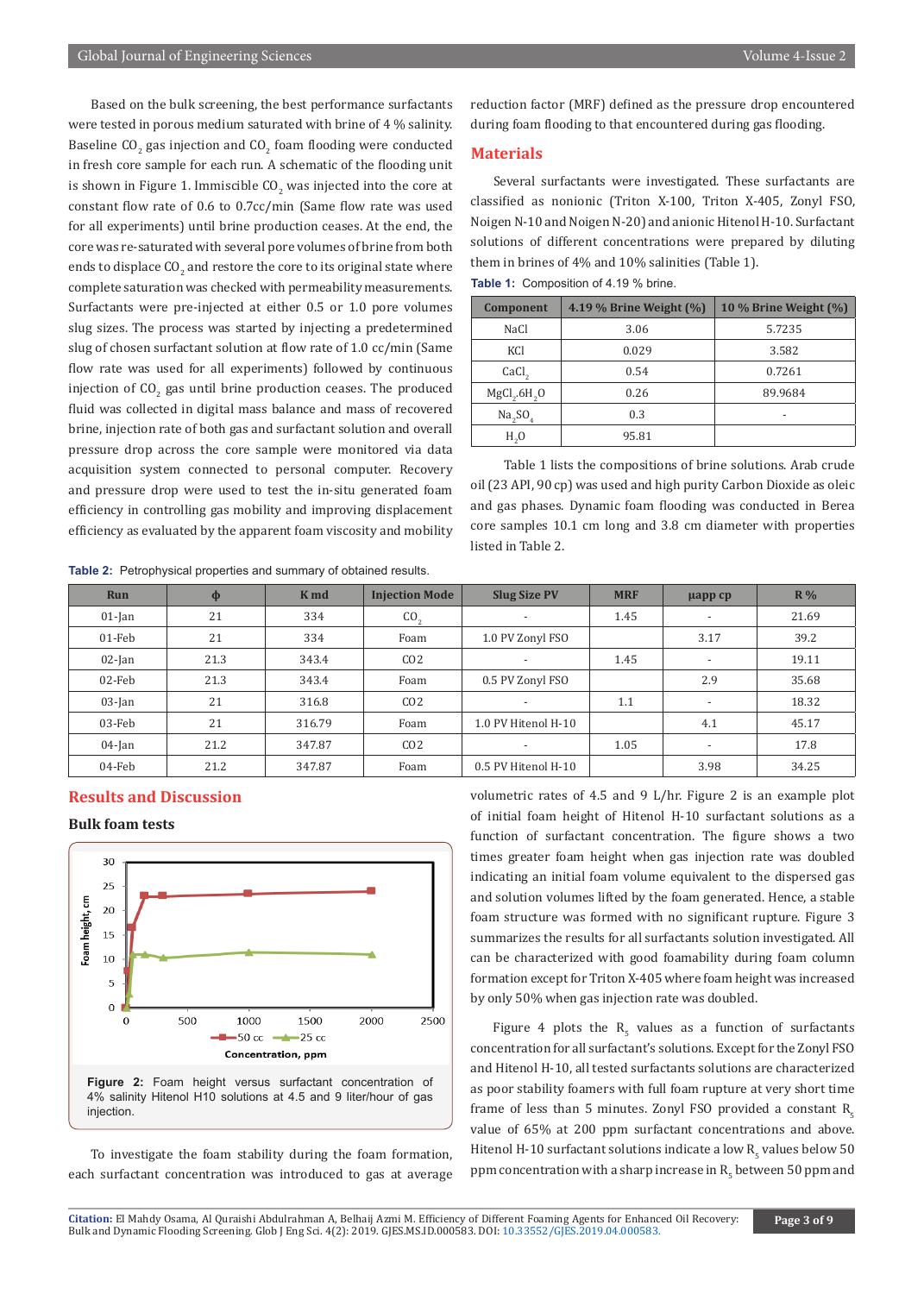Based on the bulk screening, the best performance surfactants were tested in porous medium saturated with brine of 4 % salinity. Baseline $CO_2$ gas injection and $CO_2$ foam flooding were conducted in fresh core sample for each run. A schematic of the flooding unit is shown in Figure 1. Immiscible $CO_2$ was injected into the core at constant flow rate of 0.6 to 0.7cc/min (Same flow rate was used for all experiments) until brine production ceases. At the end, the core was re-saturated with several pore volumes of brine from both ends to displace $CO_2$ and restore the core to its original state where complete saturation was checked with permeability measurements. Surfactants were pre-injected at either 0.5 or 1.0 pore volumes slug sizes. The process was started by injecting a predetermined slug of chosen surfactant solution at flow rate of 1.0 cc/min (Same flow rate was used for all experiments) followed by continuous injection of $CO_2$ gas until brine production ceases. The produced fluid was collected in digital mass balance and mass of recovered brine, injection rate of both gas and surfactant solution and overall pressure drop across the core sample were monitored via data acquisition system connected to personal computer. Recovery and pressure drop were used to test the in-situ generated foam efficiency in controlling gas mobility and improving displacement efficiency as evaluated by the apparent foam viscosity and mobility reduction factor (MRF) defined as the pressure drop encountered during foam flooding to that encountered during gas flooding.

## Materials

Several surfactants were investigated. These surfactants are classified as nonionic (Triton X-100, Triton X-405, Zonyl FSO, Noigen N-10 and Noigen N-20) and anionic Hitenol H-10. Surfactant solutions of different concentrations were prepared by diluting them in brines of 4% and 10% salinities (Table 1).

**Table 1:** Composition of 4.19 % brine.

| Component | 4.19 % Brine Weight (%) | 10 % Brine Weight (%) |
|---|---|---|
| NaCl | 3.06 | 5.7235 |
| KCl | 0.029 | 3.582 |
| $CaCl_2$ | 0.54 | 0.7261 |
| $MgCl_2.6H_2O$ | 0.26 | 89.9684 |
| $Na_2SO_4$ | 0.3 | - |
| $H_2O$ | 95.81 | |

Table 1 lists the compositions of brine solutions. Arab crude oil (23 API, 90 cp) was used and high purity Carbon Dioxide as oleic and gas phases. Dynamic foam flooding was conducted in Berea core samples 10.1 cm long and 3.8 cm diameter with properties listed in Table 2.

**Table 2:** Petrophysical properties and summary of obtained results.

| Run | ϕ | K md | Injection Mode | Slug Size PV | MRF | µapp cp | R % |
|---|---|---|---|---|---|---|---|
| 01-Jan | 21 | 334 | $CO_2$ | - | 1.45 | - | 21.69 |
| 01-Feb | 21 | 334 | Foam | 1.0 PV Zonyl FSO | | 3.17 | 39.2 |
| 02-Jan | 21.3 | 343.4 | CO2 | - | 1.45 | - | 19.11 |
| 02-Feb | 21.3 | 343.4 | Foam | 0.5 PV Zonyl FSO | | 2.9 | 35.68 |
| 03-Jan | 21 | 316.8 | CO2 | - | 1.1 | - | 18.32 |
| 03-Feb | 21 | 316.79 | Foam | 1.0 PV Hitenol H-10 | | 4.1 | 45.17 |
| 04-Jan | 21.2 | 347.87 | CO2 | - | 1.05 | - | 17.8 |
| 04-Feb | 21.2 | 347.87 | Foam | 0.5 PV Hitenol H-10 | | 3.98 | 34.25 |

## Results and Discussion

### Bulk foam tests

Foam height, cm
30
25
20
15
10
5
0
0
500
1000
1500
2000
2500
50 cc
25 cc
Concentration, ppm

**Figure 2:** Foam height versus surfactant concentration of 4% salinity Hitenol H10 solutions at 4.5 and 9 liter/hour of gas injection.

To investigate the foam stability during the foam formation, each surfactant concentration was introduced to gas at average volumetric rates of 4.5 and 9 L/hr. Figure 2 is an example plot of initial foam height of Hitenol H-10 surfactant solutions as a function of surfactant concentration. The figure shows a two times greater foam height when gas injection rate was doubled indicating an initial foam volume equivalent to the dispersed gas and solution volumes lifted by the foam generated. Hence, a stable foam structure was formed with no significant rupture. Figure 3 summarizes the results for all surfactants solution investigated. All can be characterized with good foamability during foam column formation except for Triton X-405 where foam height was increased by only 50% when gas injection rate was doubled.

Figure 4 plots the $R_5$ values as a function of surfactants concentration for all surfactant's solutions. Except for the Zonyl FSO and Hitenol H-10, all tested surfactants solutions are characterized as poor stability foamers with full foam rupture at very short time frame of less than 5 minutes. Zonyl FSO provided a constant $R_5$ value of 65% at 200 ppm surfactant concentrations and above. Hitenol H-10 surfactant solutions indicate a low $R_5$ values below 50 ppm concentration with a sharp increase in $R_5$ between 50 ppm and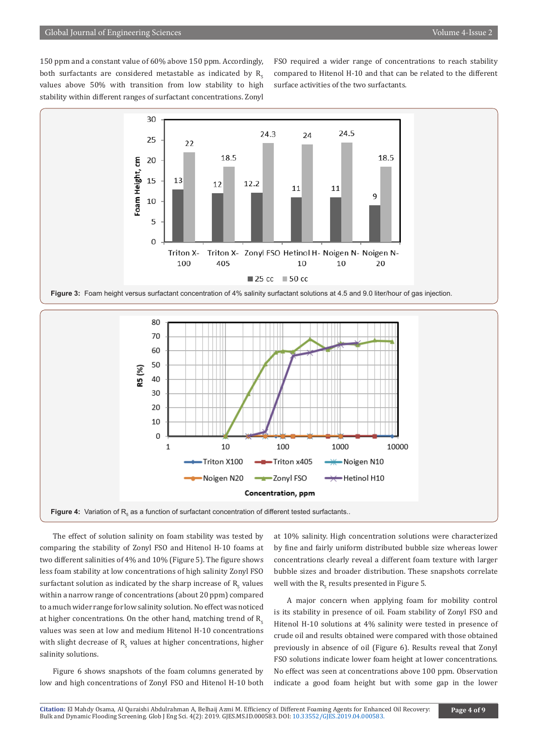150 ppm and a constant value of 60% above 150 ppm. Accordingly, both surfactants are considered metastable as indicated by $R_5$ values above 50% with transition from low stability to high stability within different ranges of surfactant concentrations. Zonyl FSO required a wider range of concentrations to reach stability compared to Hitenol H-10 and that can be related to the different surface activities of the two surfactants.

Foam Height, cm

30
25
20
15
10
5
0

22
18.5
24.3
24
24.5
18.5
13
12
12.2
11
11
9

Triton X-100
Triton X-405
Zonyl FSO
Hetinol H-10
Noigen N-10
Noigen N-20

25 cc
50 cc

**Figure 3:** Foam height versus surfactant concentration of 4% salinity surfactant solutions at 4.5 and 9.0 liter/hour of gas injection.

R5 (%)

80
70
60
50
40
30
20
10
0

1
10
100
1000
10000

Triton X100
Triton x405
Noigen N10
Noigen N20
Zonyl FSO
Hetinol H10

Concentration, ppm

**Figure 4:** Variation of $R_5$ as a function of surfactant concentration of different tested surfactants..

The effect of solution salinity on foam stability was tested by comparing the stability of Zonyl FSO and Hitenol H-10 foams at two different salinities of 4% and 10% (Figure 5). The figure shows less foam stability at low concentrations of high salinity Zonyl FSO surfactant solution as indicated by the sharp increase of $R_5$ values within a narrow range of concentrations (about 20 ppm) compared to a much wider range for low salinity solution. No effect was noticed at higher concentrations. On the other hand, matching trend of $R_5$ values was seen at low and medium Hitenol H-10 concentrations with slight decrease of $R_5$ values at higher concentrations, higher salinity solutions.

Figure 6 shows snapshots of the foam columns generated by low and high concentrations of Zonyl FSO and Hitenol H-10 both at 10% salinity. High concentration solutions were characterized by fine and fairly uniform distributed bubble size whereas lower concentrations clearly reveal a different foam texture with larger bubble sizes and broader distribution. These snapshots correlate well with the $R_5$ results presented in Figure 5.

A major concern when applying foam for mobility control is its stability in presence of oil. Foam stability of Zonyl FSO and Hitenol H-10 solutions at 4% salinity were tested in presence of crude oil and results obtained were compared with those obtained previously in absence of oil (Figure 6). Results reveal that Zonyl FSO solutions indicate lower foam height at lower concentrations. No effect was seen at concentrations above 100 ppm. Observation indicate a good foam height but with some gap in the lower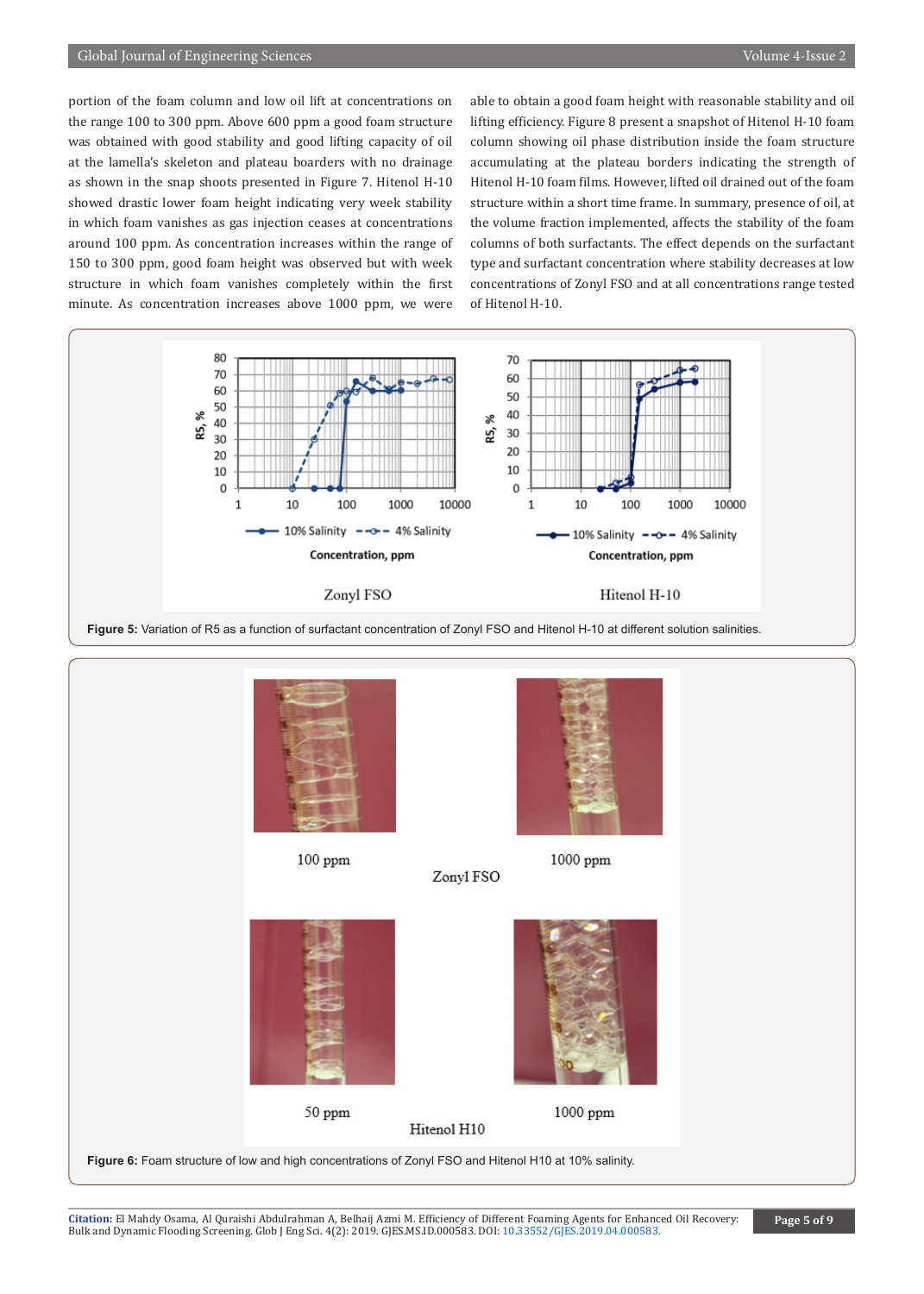portion of the foam column and low oil lift at concentrations on the range 100 to 300 ppm. Above 600 ppm a good foam structure was obtained with good stability and good lifting capacity of oil at the lamella's skeleton and plateau boarders with no drainage as shown in the snap shoots presented in Figure 7. Hitenol H-10 showed drastic lower foam height indicating very week stability in which foam vanishes as gas injection ceases at concentrations around 100 ppm. As concentration increases within the range of 150 to 300 ppm, good foam height was observed but with week structure in which foam vanishes completely within the first minute. As concentration increases above 1000 ppm, we were able to obtain a good foam height with reasonable stability and oil lifting efficiency. Figure 8 present a snapshot of Hitenol H-10 foam column showing oil phase distribution inside the foam structure accumulating at the plateau borders indicating the strength of Hitenol H-10 foam films. However, lifted oil drained out of the foam structure within a short time frame. In summary, presence of oil, at the volume fraction implemented, affects the stability of the foam columns of both surfactants. The effect depends on the surfactant type and surfactant concentration where stability decreases at low concentrations of Zonyl FSO and at all concentrations range tested of Hitenol H-10.

R5, %
0
10
20
30
40
50
60
70
80
1
10
100
1000
10000
10% Salinity
4% Salinity
Concentration, ppm
Zonyl FSO

R5, %
0
10
20
30
40
50
60
70
1
10
100
1000
10000
10% Salinity
4% Salinity
Concentration, ppm
Hitenol H-10

**Figure 5:** Variation of R5 as a function of surfactant concentration of Zonyl FSO and Hitenol H-10 at different solution salinities.

100 ppm
1000 ppm
Zonyl FSO
50 ppm
1000 ppm
Hitenol H10

**Figure 6:** Foam structure of low and high concentrations of Zonyl FSO and Hitenol H10 at 10% salinity.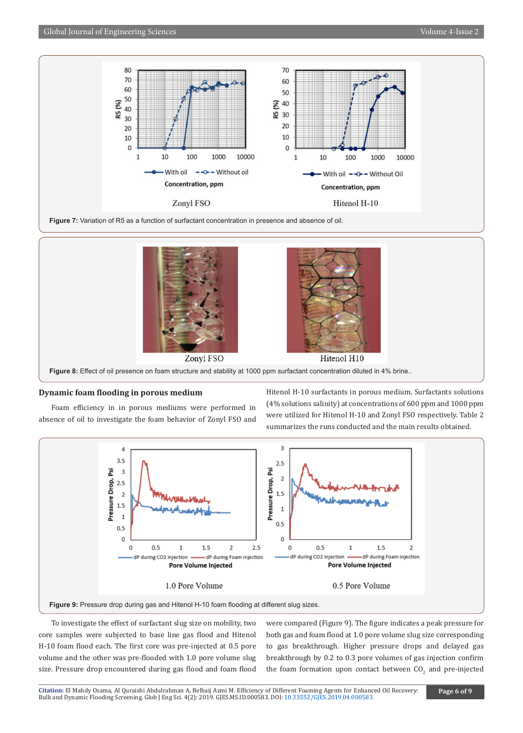80
70
60
50
40
30
20
10
0
R5 (%)
1 10 100 1000 10000
With oil
Without oil
Concentration, ppm
Zonyl FSO

70
60
50
40
30
20
10
0
R5 (%)
1 10 100 1000 10000
With oil
Without Oil
Concentration, ppm
Hitenol H-10

**Figure 7:** Variation of R5 as a function of surfactant concentration in presence and absence of oil.

Zonyl FSO
Hitenol H10

**Figure 8:** Effect of oil presence on foam structure and stability at 1000 ppm surfactant concentration diluted in 4% brine..

## Dynamic foam flooding in porous medium

Foam efficiency in in porous mediums were performed in absence of oil to investigate the foam behavior of Zonyl FSO and Hitenol H-10 surfactants in porous medium. Surfactants solutions (4% solutions salinity) at concentrations of 600 ppm and 1000 ppm were utilized for Hitenol H-10 and Zonyl FSO respectively. Table 2 summarizes the runs conducted and the main results obtained.

4
3.5
3
2.5
2
1.5
1
0.5
0
Pressure Drop, Psi
0 0.5 1 1.5 2 2.5
dP during CO2 injection
dP during Foam injection
Pore Volume Injected
1.0 Pore Volume

3
2.5
2
1.5
1
0.5
0
Pressure Drop, Psi
0 0.5 1 1.5 2
dP during CO2 injection
dP during Foam injection
Pore Volume Injected
0.5 Pore Volume

**Figure 9:** Pressure drop during gas and Hitenol H-10 foam flooding at different slug sizes.

To investigate the effect of surfactant slug size on mobility, two core samples were subjected to base line gas flood and Hitenol H-10 foam flood each. The first core was pre-injected at 0.5 pore volume and the other was pre-flooded with 1.0 pore volume slug size. Pressure drop encountered during gas flood and foam flood were compared (Figure 9). The figure indicates a peak pressure for both gas and foam flood at 1.0 pore volume slug size corresponding to gas breakthrough. Higher pressure drops and delayed gas breakthrough by 0.2 to 0.3 pore volumes of gas injection confirm the foam formation upon contact between $CO_2$ and pre-injected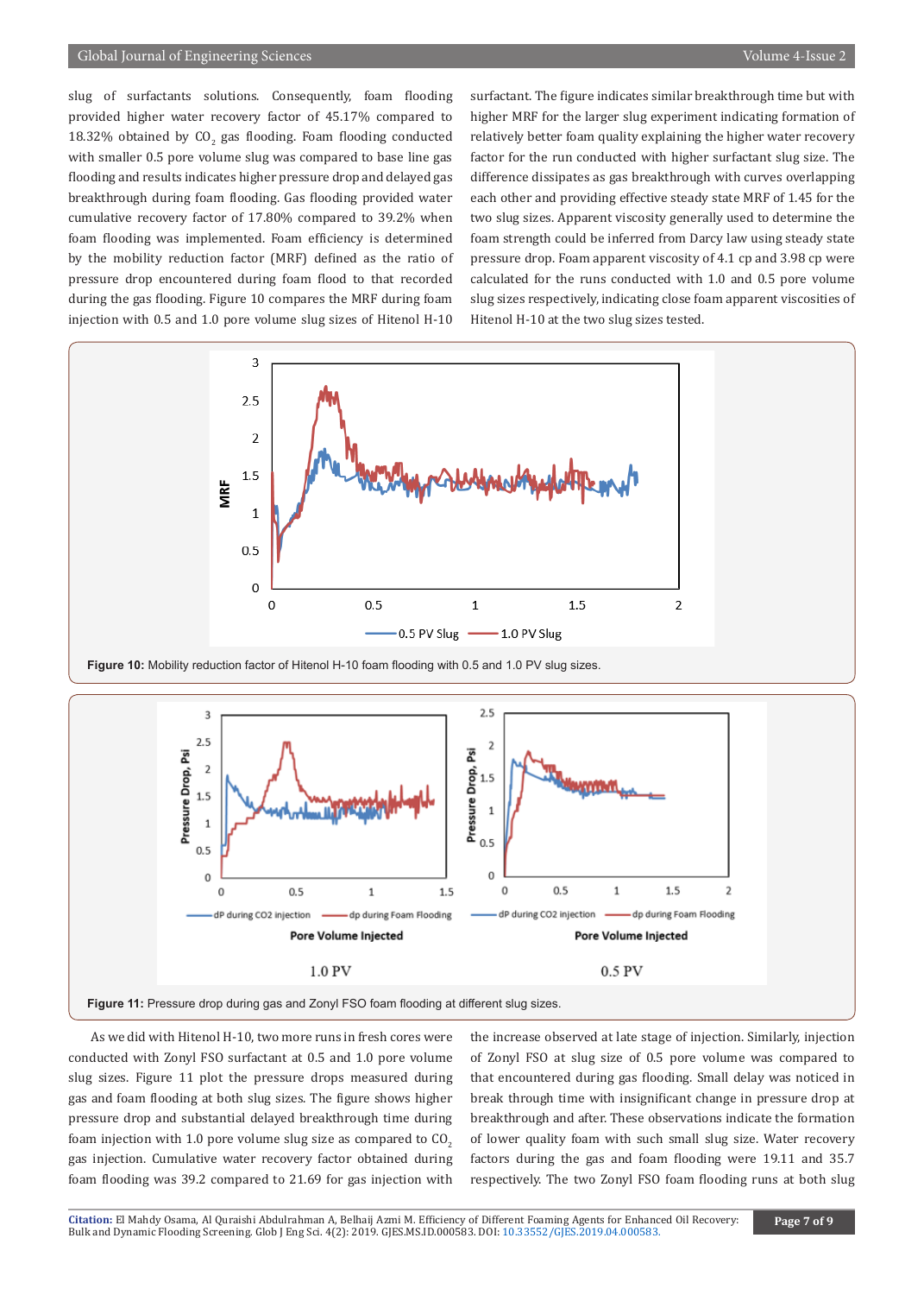slug of surfactants solutions. Consequently, foam flooding provided higher water recovery factor of 45.17% compared to 18.32% obtained by $CO_2$ gas flooding. Foam flooding conducted with smaller 0.5 pore volume slug was compared to base line gas flooding and results indicates higher pressure drop and delayed gas breakthrough during foam flooding. Gas flooding provided water cumulative recovery factor of 17.80% compared to 39.2% when foam flooding was implemented. Foam efficiency is determined by the mobility reduction factor (MRF) defined as the ratio of pressure drop encountered during foam flood to that recorded during the gas flooding. Figure 10 compares the MRF during foam injection with 0.5 and 1.0 pore volume slug sizes of Hitenol H-10 surfactant. The figure indicates similar breakthrough time but with higher MRF for the larger slug experiment indicating formation of relatively better foam quality explaining the higher water recovery factor for the run conducted with higher surfactant slug size. The difference dissipates as gas breakthrough with curves overlapping each other and providing effective steady state MRF of 1.45 for the two slug sizes. Apparent viscosity generally used to determine the foam strength could be inferred from Darcy law using steady state pressure drop. Foam apparent viscosity of 4.1 cp and 3.98 cp were calculated for the runs conducted with 1.0 and 0.5 pore volume slug sizes respectively, indicating close foam apparent viscosities of Hitenol H-10 at the two slug sizes tested.

MRF
3
2.5
2
1.5
1
0.5
0
0
0.5
1
1.5
2
0.5 PV Slug
1.0 PV Slug

**Figure 10:** Mobility reduction factor of Hitenol H-10 foam flooding with 0.5 and 1.0 PV slug sizes.

Pressure Drop, Psi
3
2.5
2
1.5
1
0.5
0
0
0.5
1
1.5
dP during CO2 injection
dp during Foam Flooding
Pore Volume Injected
1.0 PV

Pressure Drop, Psi
2.5
2
1.5
1
0.5
0
0
0.5
1
1.5
2
dP during CO2 injection
dp during Foam Flooding
Pore Volume Injected
0.5 PV

**Figure 11:** Pressure drop during gas and Zonyl FSO foam flooding at different slug sizes.

As we did with Hitenol H-10, two more runs in fresh cores were conducted with Zonyl FSO surfactant at 0.5 and 1.0 pore volume slug sizes. Figure 11 plot the pressure drops measured during gas and foam flooding at both slug sizes. The figure shows higher pressure drop and substantial delayed breakthrough time during foam injection with 1.0 pore volume slug size as compared to $CO_2$ gas injection. Cumulative water recovery factor obtained during foam flooding was 39.2 compared to 21.69 for gas injection with the increase observed at late stage of injection. Similarly, injection of Zonyl FSO at slug size of 0.5 pore volume was compared to that encountered during gas flooding. Small delay was noticed in break through time with insignificant change in pressure drop at breakthrough and after. These observations indicate the formation of lower quality foam with such small slug size. Water recovery factors during the gas and foam flooding were 19.11 and 35.7 respectively. The two Zonyl FSO foam flooding runs at both slug

**Citation:** El Mahdy Osama, Al Quraishi Abdulrahman A, Belhaij Azmi M. Efficiency of Different Foaming Agents for Enhanced Oil Recovery: Bulk and Dynamic Flooding Screening. Glob J Eng Sci. 4(2): 2019. GJES.MS.ID.000583. DOI: 10.33552/GJES.2019.04.000583.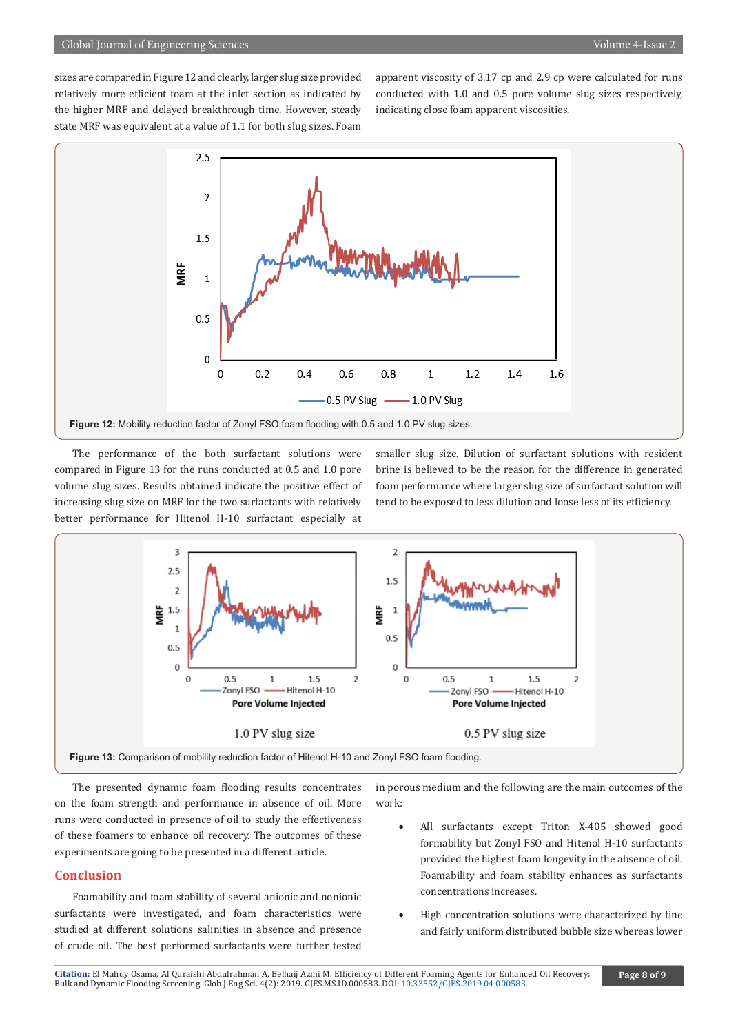sizes are compared in Figure 12 and clearly, larger slug size provided relatively more efficient foam at the inlet section as indicated by the higher MRF and delayed breakthrough time. However, steady state MRF was equivalent at a value of 1.1 for both slug sizes. Foam apparent viscosity of 3.17 cp and 2.9 cp were calculated for runs conducted with 1.0 and 0.5 pore volume slug sizes respectively, indicating close foam apparent viscosities.

2.5
2
1.5
MRF
1
0.5
0
0
0.2
0.4
0.6
0.8
1
1.2
1.4
1.6
0.5 PV Slug
1.0 PV Slug

**Figure 12:** Mobility reduction factor of Zonyl FSO foam flooding with 0.5 and 1.0 PV slug sizes.

The performance of the both surfactant solutions were compared in Figure 13 for the runs conducted at 0.5 and 1.0 pore volume slug sizes. Results obtained indicate the positive effect of increasing slug size on MRF for the two surfactants with relatively better performance for Hitenol H-10 surfactant especially at smaller slug size. Dilution of surfactant solutions with resident brine is believed to be the reason for the difference in generated foam performance where larger slug size of surfactant solution will tend to be exposed to less dilution and loose less of its efficiency.

3
2.5
2
MRF
1.5
1
0.5
0
0
0.5
1
1.5
2
Zonyl FSO
Hitenol H-10
Pore Volume Injected
1.0 PV slug size

2
1.5
MRF
1
0.5
0
0
0.5
1
1.5
2
Zonyl FSO
Hitenol H-10
Pore Volume Injected
0.5 PV slug size

**Figure 13:** Comparison of mobility reduction factor of Hitenol H-10 and Zonyl FSO foam flooding.

The presented dynamic foam flooding results concentrates on the foam strength and performance in absence of oil. More runs were conducted in presence of oil to study the effectiveness of these foamers to enhance oil recovery. The outcomes of these experiments are going to be presented in a different article.

## Conclusion

Foamability and foam stability of several anionic and nonionic surfactants were investigated, and foam characteristics were studied at different solutions salinities in absence and presence of crude oil. The best performed surfactants were further tested in porous medium and the following are the main outcomes of the work:

- All surfactants except Triton X-405 showed good formability but Zonyl FSO and Hitenol H-10 surfactants provided the highest foam longevity in the absence of oil. Foamability and foam stability enhances as surfactants concentrations increases.
- High concentration solutions were characterized by fine and fairly uniform distributed bubble size whereas lower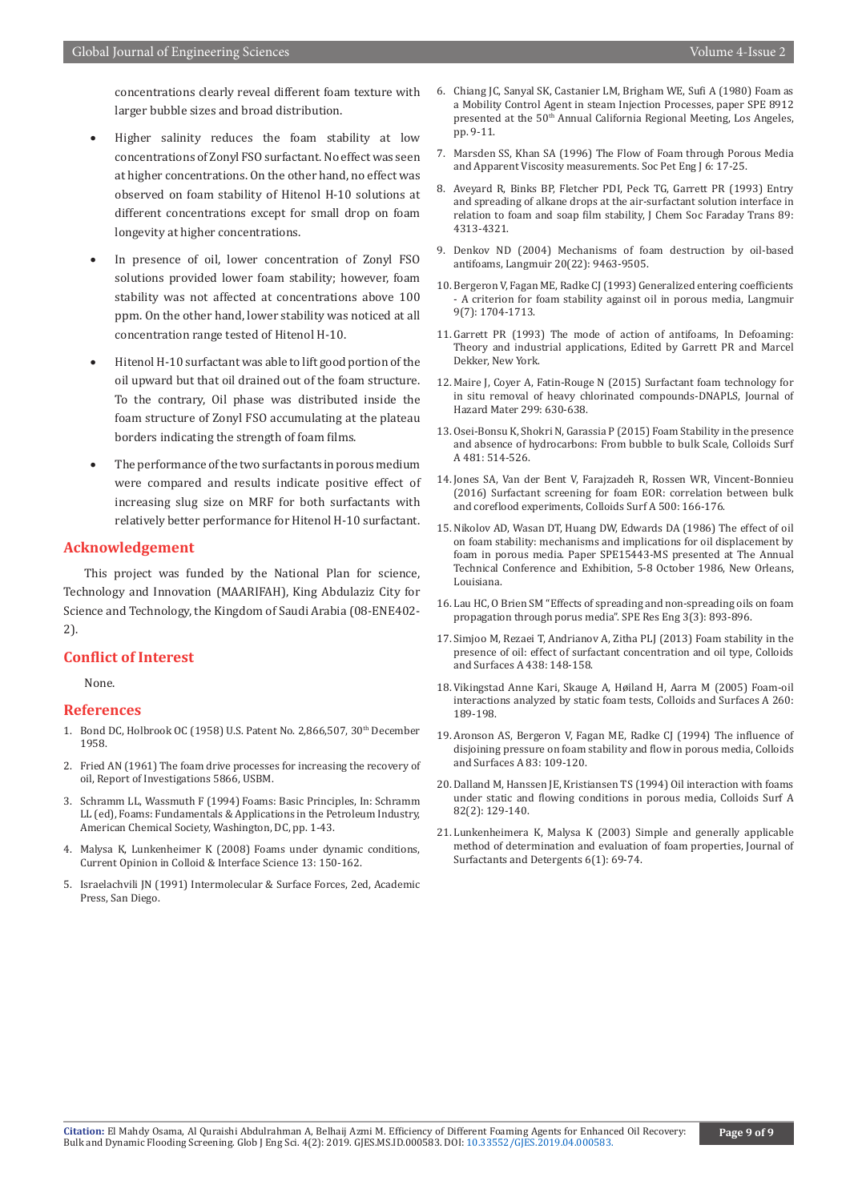concentrations clearly reveal different foam texture with larger bubble sizes and broad distribution.

- Higher salinity reduces the foam stability at low concentrations of Zonyl FSO surfactant. No effect was seen at higher concentrations. On the other hand, no effect was observed on foam stability of Hitenol H-10 solutions at different concentrations except for small drop on foam longevity at higher concentrations.
- In presence of oil, lower concentration of Zonyl FSO solutions provided lower foam stability; however, foam stability was not affected at concentrations above 100 ppm. On the other hand, lower stability was noticed at all concentration range tested of Hitenol H-10.
- Hitenol H-10 surfactant was able to lift good portion of the oil upward but that oil drained out of the foam structure. To the contrary, Oil phase was distributed inside the foam structure of Zonyl FSO accumulating at the plateau borders indicating the strength of foam films.
- The performance of the two surfactants in porous medium were compared and results indicate positive effect of increasing slug size on MRF for both surfactants with relatively better performance for Hitenol H-10 surfactant.

## Acknowledgement

This project was funded by the National Plan for science, Technology and Innovation (MAARIFAH), King Abdulaziz City for Science and Technology, the Kingdom of Saudi Arabia (08-ENE402-2).

## Conflict of Interest

None.

## References

1. Bond DC, Holbrook OC (1958) U.S. Patent No. 2,866,507, 30th December 1958.
2. Fried AN (1961) The foam drive processes for increasing the recovery of oil, Report of Investigations 5866, USBM.
3. Schramm LL, Wassmuth F (1994) Foams: Basic Principles, In: Schramm LL (ed), Foams: Fundamentals & Applications in the Petroleum Industry, American Chemical Society, Washington, DC, pp. 1-43.
4. Malysa K, Lunkenheimer K (2008) Foams under dynamic conditions, Current Opinion in Colloid & Interface Science 13: 150-162.
5. Israelachvili JN (1991) Intermolecular & Surface Forces, 2ed, Academic Press, San Diego.
6. Chiang JC, Sanyal SK, Castanier LM, Brigham WE, Sufi A (1980) Foam as a Mobility Control Agent in steam Injection Processes, paper SPE 8912 presented at the 50th Annual California Regional Meeting, Los Angeles, pp. 9-11.
7. Marsden SS, Khan SA (1996) The Flow of Foam through Porous Media and Apparent Viscosity measurements. Soc Pet Eng J 6: 17-25.
8. Aveyard R, Binks BP, Fletcher PDI, Peck TG, Garrett PR (1993) Entry and spreading of alkane drops at the air-surfactant solution interface in relation to foam and soap film stability, J Chem Soc Faraday Trans 89: 4313-4321.
9. Denkov ND (2004) Mechanisms of foam destruction by oil-based antifoams, Langmuir 20(22): 9463-9505.
10. Bergeron V, Fagan ME, Radke CJ (1993) Generalized entering coefficients - A criterion for foam stability against oil in porous media, Langmuir 9(7): 1704-1713.
11. Garrett PR (1993) The mode of action of antifoams, In Defoaming: Theory and industrial applications, Edited by Garrett PR and Marcel Dekker, New York.
12. Maire J, Coyer A, Fatin-Rouge N (2015) Surfactant foam technology for in situ removal of heavy chlorinated compounds-DNAPLS, Journal of Hazard Mater 299: 630-638.
13. Osei-Bonsu K, Shokri N, Garassia P (2015) Foam Stability in the presence and absence of hydrocarbons: From bubble to bulk Scale, Colloids Surf A 481: 514-526.
14. Jones SA, Van der Bent V, Farajzadeh R, Rossen WR, Vincent-Bonnieu (2016) Surfactant screening for foam EOR: correlation between bulk and coreflood experiments, Colloids Surf A 500: 166-176.
15. Nikolov AD, Wasan DT, Huang DW, Edwards DA (1986) The effect of oil on foam stability: mechanisms and implications for oil displacement by foam in porous media. Paper SPE15443-MS presented at The Annual Technical Conference and Exhibition, 5-8 October 1986, New Orleans, Louisiana.
16. Lau HC, O Brien SM "Effects of spreading and non-spreading oils on foam propagation through porus media". SPE Res Eng 3(3): 893-896.
17. Simjoo M, Rezaei T, Andrianov A, Zitha PLJ (2013) Foam stability in the presence of oil: effect of surfactant concentration and oil type, Colloids and Surfaces A 438: 148-158.
18. Vikingstad Anne Kari, Skauge A, Høiland H, Aarra M (2005) Foam-oil interactions analyzed by static foam tests, Colloids and Surfaces A 260: 189-198.
19. Aronson AS, Bergeron V, Fagan ME, Radke CJ (1994) The influence of disjoining pressure on foam stability and flow in porous media, Colloids and Surfaces A 83: 109-120.
20. Dalland M, Hanssen JE, Kristiansen TS (1994) Oil interaction with foams under static and flowing conditions in porous media, Colloids Surf A 82(2): 129-140.
21. Lunkenheimera K, Malysa K (2003) Simple and generally applicable method of determination and evaluation of foam properties, Journal of Surfactants and Detergents 6(1): 69-74.